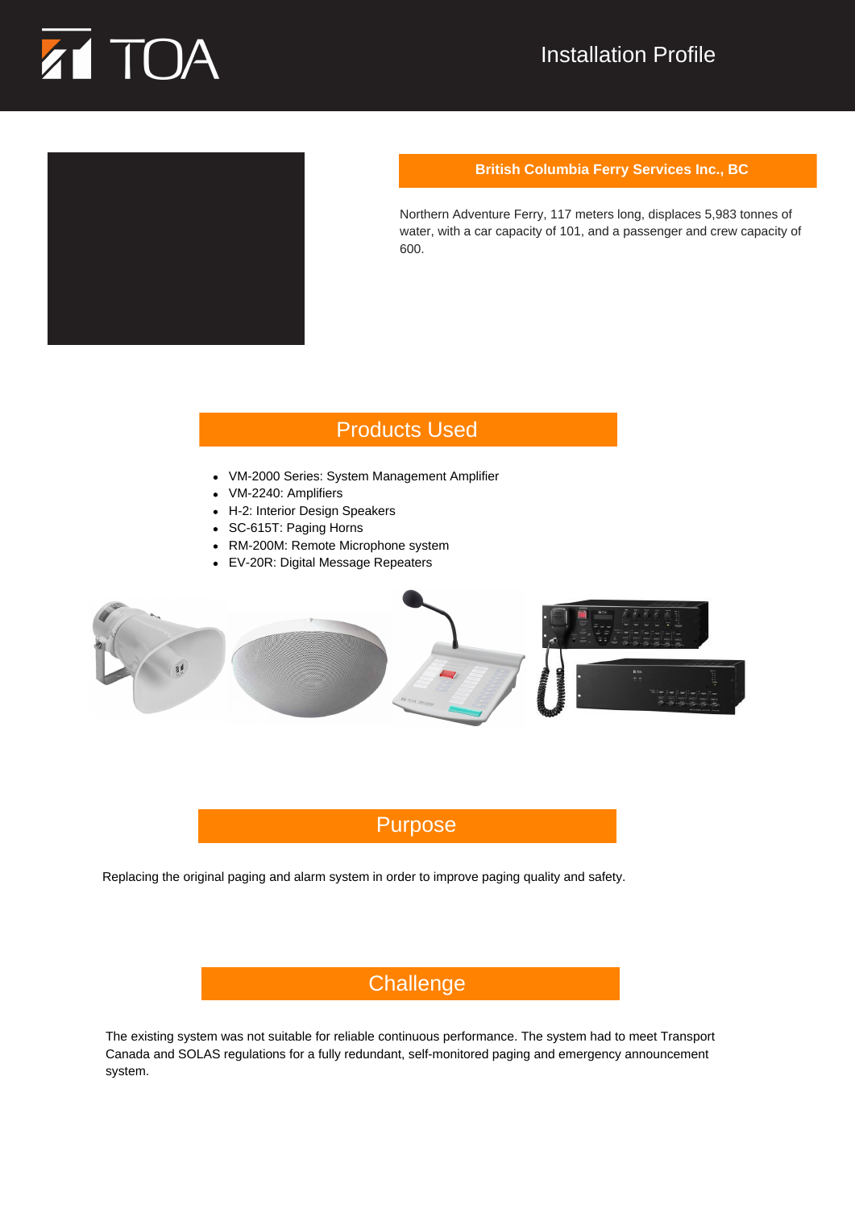# TOA Installation Profile

## British Columbia Ferry Services Inc., BC

Northern Adventure Ferry, 117 meters long, displaces 5,983 tonnes of water, with a car capacity of 101, and a passenger and crew capacity of 600.

## Products Used

- VM-2000 Series: System Management Amplifier
- VM-2240: Amplifiers
- H-2: Interior Design Speakers
- SC-615T: Paging Horns
- RM-200M: Remote Microphone system
- EV-20R: Digital Message Repeaters

## Purpose

Replacing the original paging and alarm system in order to improve paging quality and safety.

## Challenge

The existing system was not suitable for reliable continuous performance. The system had to meet Transport Canada and SOLAS regulations for a fully redundant, self-monitored paging and emergency announcement system.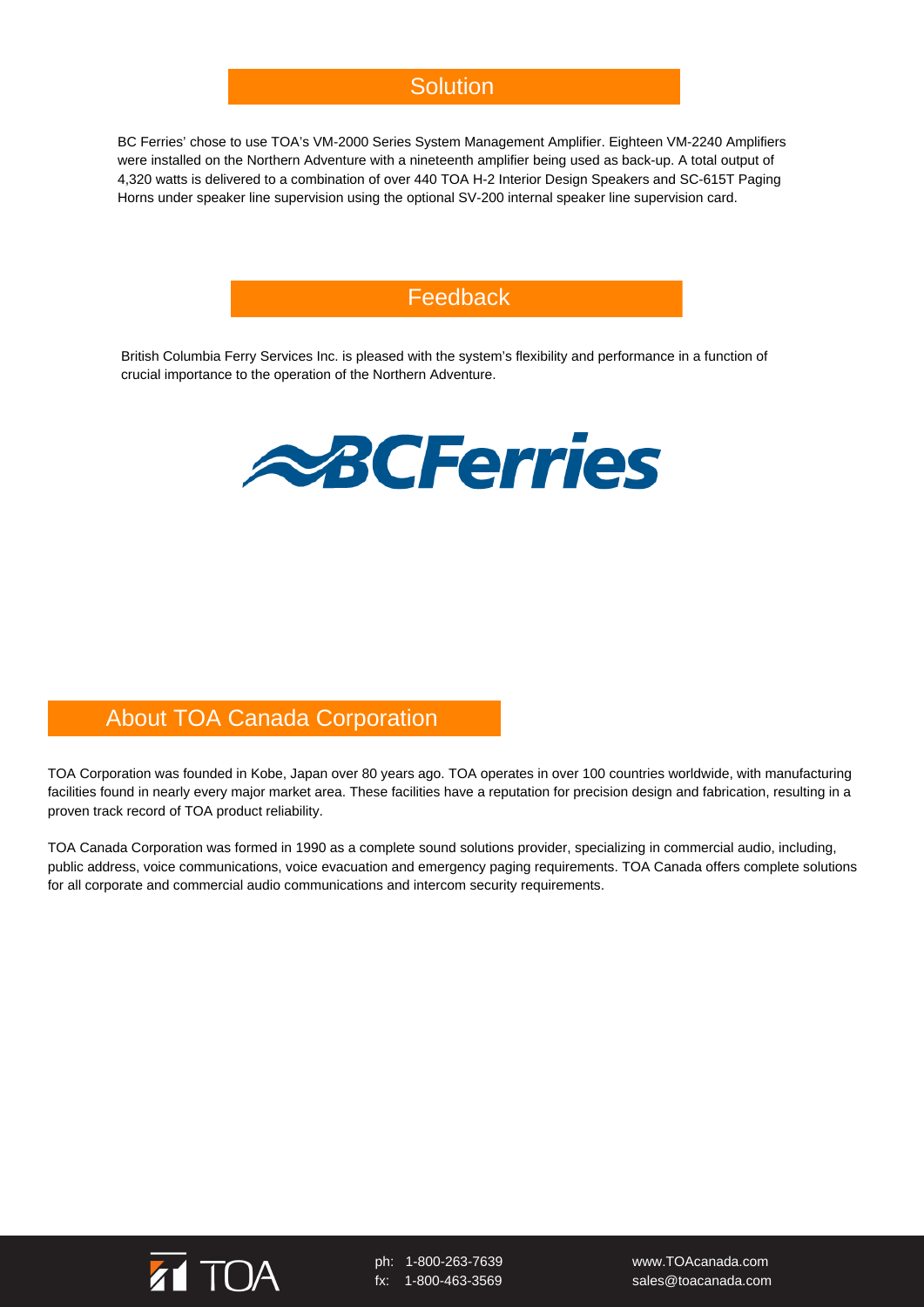## Solution

BC Ferries' chose to use TOA's VM-2000 Series System Management Amplifier. Eighteen VM-2240 Amplifiers were installed on the Northern Adventure with a nineteenth amplifier being used as back-up. A total output of 4,320 watts is delivered to a combination of over 440 TOA H-2 Interior Design Speakers and SC-615T Paging Horns under speaker line supervision using the optional SV-200 internal speaker line supervision card.

## Feedback

British Columbia Ferry Services Inc. is pleased with the system's flexibility and performance in a function of crucial importance to the operation of the Northern Adventure.

## About TOA Canada Corporation

TOA Corporation was founded in Kobe, Japan over 80 years ago. TOA operates in over 100 countries worldwide, with manufacturing facilities found in nearly every major market area. These facilities have a reputation for precision design and fabrication, resulting in a proven track record of TOA product reliability.

TOA Canada Corporation was formed in 1990 as a complete sound solutions provider, specializing in commercial audio, including, public address, voice communications, voice evacuation and emergency paging requirements. TOA Canada offers complete solutions for all corporate and commercial audio communications and intercom security requirements.

ph: 1-800-263-7639
fx: 1-800-463-3569

www.TOAcanada.com
sales@toacanada.com